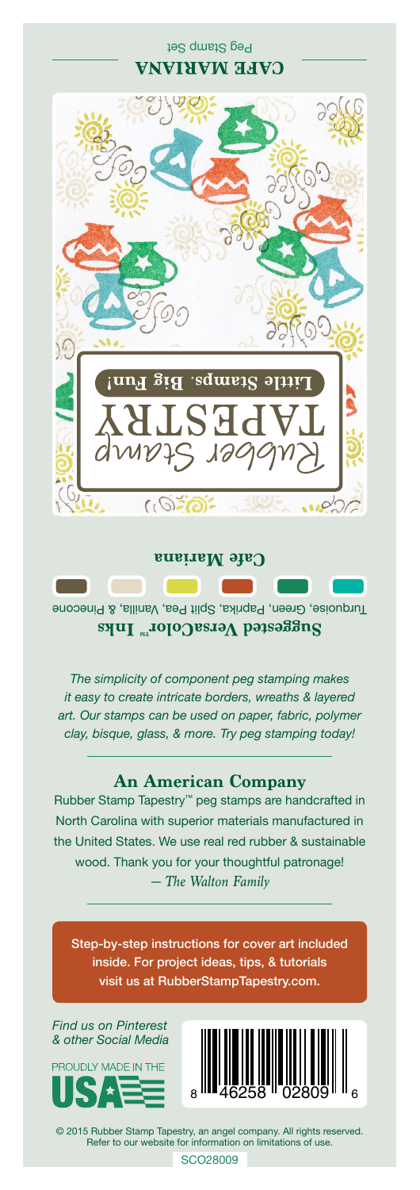**CAFE MARIANA**

Peg Stamp Set

Rubber Stamp TAPESTRY

**Little Stamps. Big Fun!**

**Cafe Mariana**

**Suggested VersaColor™ Inks**

Turquoise, Green, Paprika, Split Pea, Vanilla, & Pinecone

*The simplicity of component peg stamping makes it easy to create intricate borders, wreaths & layered art. Our stamps can be used on paper, fabric, polymer clay, bisque, glass, & more. Try peg stamping today!*

## An American Company

Rubber Stamp Tapestry™ peg stamps are handcrafted in North Carolina with superior materials manufactured in the United States. We use real red rubber & sustainable wood. Thank you for your thoughtful patronage!
*— The Walton Family*

Step-by-step instructions for cover art included inside. For project ideas, tips, & tutorials visit us at RubberStampTapestry.com.

*Find us on Pinterest & other Social Media*

PROUDLY MADE IN THE USA

8 46258 02809 6

© 2015 Rubber Stamp Tapestry, an angel company. All rights reserved. Refer to our website for information on limitations of use.

SCO28009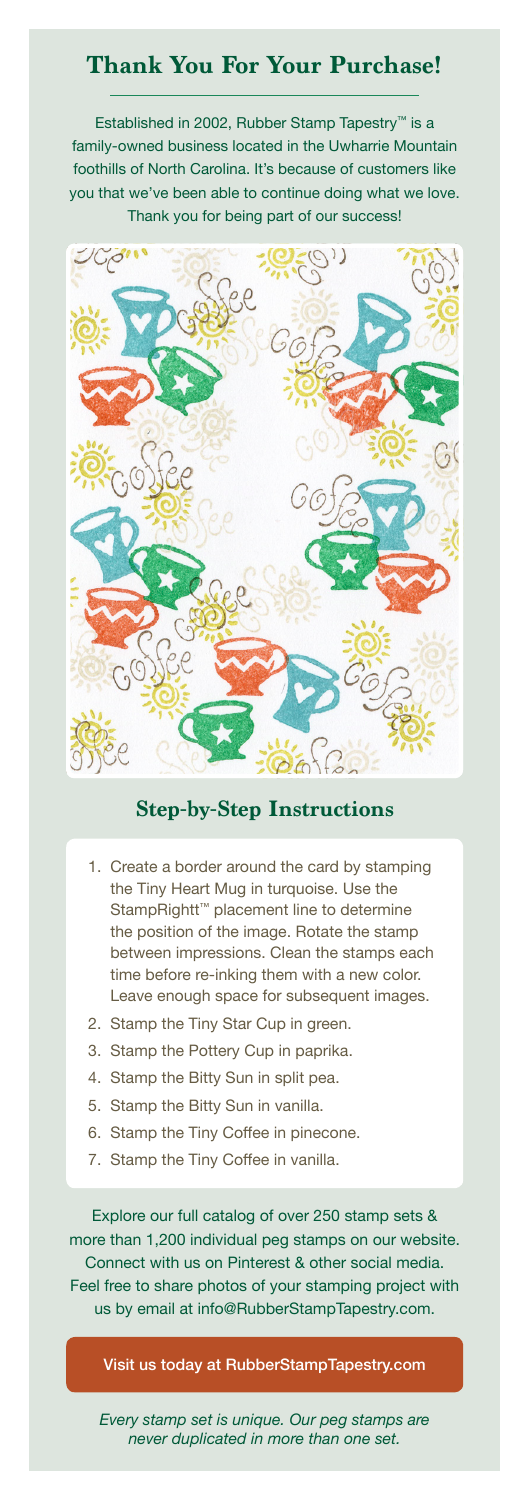## Thank You For Your Purchase!

Established in 2002, Rubber Stamp Tapestry™ is a family-owned business located in the Uwharrie Mountain foothills of North Carolina. It's because of customers like you that we've been able to continue doing what we love. Thank you for being part of our success!

## Step-by-Step Instructions

1. Create a border around the card by stamping the Tiny Heart Mug in turquoise. Use the StampRightt™ placement line to determine the position of the image. Rotate the stamp between impressions. Clean the stamps each time before re-inking them with a new color. Leave enough space for subsequent images.
2. Stamp the Tiny Star Cup in green.
3. Stamp the Pottery Cup in paprika.
4. Stamp the Bitty Sun in split pea.
5. Stamp the Bitty Sun in vanilla.
6. Stamp the Tiny Coffee in pinecone.
7. Stamp the Tiny Coffee in vanilla.

Explore our full catalog of over 250 stamp sets & more than 1,200 individual peg stamps on our website. Connect with us on Pinterest & other social media. Feel free to share photos of your stamping project with us by email at info@RubberStampTapestry.com.

**Visit us today at RubberStampTapestry.com**

*Every stamp set is unique. Our peg stamps are never duplicated in more than one set.*